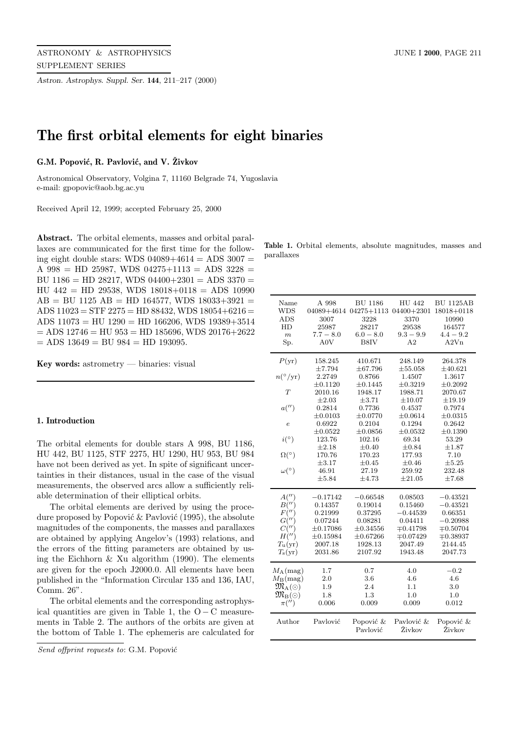# The first orbital elements for eight binaries

**G.M. Popović, R. Pavlović, and V. Živkov**

Astronomical Observatory, Volgina 7, 11160 Belgrade 74, Yugoslavia
e-mail: gpopovic@aob.bg.ac.yu

Received April 12, 1999; accepted February 25, 2000

**Abstract.** The orbital elements, masses and orbital parallaxes are communicated for the first time for the following eight double stars: WDS 04089+4614 = ADS 3007 = A 998 = HD 25987, WDS 04275+1113 = ADS 3228 = BU 1186 = HD 28217, WDS 04400+2301 = ADS 3370 = HU 442 = HD 29538, WDS 18018+0118 = ADS 10990 AB = BU 1125 AB = HD 164577, WDS 18033+3921 = ADS 11023 = STF 2275 = HD 88432, WDS 18054+6216 = ADS 11073 = HU 1290 = HD 166206, WDS 19389+3514 = ADS 12746 = HU 953 = HD 185696, WDS 20176+2622 = ADS 13649 = BU 984 = HD 193095.

**Key words:** astrometry — binaries: visual

## 1. Introduction

The orbital elements for double stars A 998, BU 1186, HU 442, BU 1125, STF 2275, HU 1290, HU 953, BU 984 have not been derived as yet. In spite of significant uncertainties in their distances, usual in the case of the visual measurements, the observed arcs allow a sufficiently reliable determination of their elliptical orbits.

The orbital elements are derived by using the procedure proposed by Popović & Pavlović (1995), the absolute magnitudes of the components, the masses and parallaxes are obtained by applying Angelov's (1993) relations, and the errors of the fitting parameters are obtained by using the Eichhorn & Xu algorithm (1990). The elements are given for the epoch J2000.0. All elements have been published in the "Information Circular 135 and 136, IAU, Comm. 26".

The orbital elements and the corresponding astrophysical quantities are given in Table 1, the O − C measurements in Table 2. The authors of the orbits are given at the bottom of Table 1. The ephemeris are calculated for

**Table 1.** Orbital elements, absolute magnitudes, masses and parallaxes

| Name | A 998 | BU 1186 | HU 442 | BU 1125AB |
|---|---|---|---|---|
| WDS | 04089+4614 | 04275+1113 | 04400+2301 | 18018+0118 |
| ADS | 3007 | 3228 | 3370 | 10990 |
| HD | 25987 | 28217 | 29538 | 164577 |
| $m$ | $7.7-8.0$ | $6.0-8.0$ | $9.3-9.9$ | $4.4-9.2$ |
| Sp. | A0V | B8IV | A2 | A2Vn |
| $P$(yr) | 158.245 | 410.671 | 248.149 | 264.378 |
| | ±7.794 | ±67.796 | ±55.058 | ±40.621 |
| $n(^\circ/\mathrm{yr})$ | 2.2749 | 0.8766 | 1.4507 | 1.3617 |
| | ±0.1120 | ±0.1445 | ±0.3219 | ±0.2092 |
| $T$ | 2010.16 | 1948.17 | 1988.71 | 2070.67 |
| | ±2.03 | ±3.71 | ±10.07 | ±19.19 |
| $a('')$ | 0.2814 | 0.7736 | 0.4537 | 0.7974 |
| | ±0.0103 | ±0.0770 | ±0.0614 | ±0.0315 |
| $e$ | 0.6922 | 0.2104 | 0.1294 | 0.2642 |
| | ±0.0522 | ±0.0856 | ±0.0532 | ±0.1390 |
| $i(^\circ)$ | 123.76 | 102.16 | 69.34 | 53.29 |
| | ±2.18 | ±0.40 | ±0.84 | ±1.87 |
| $\Omega(^\circ)$ | 170.76 | 170.23 | 177.93 | 7.10 |
| | ±3.17 | ±0.45 | ±0.46 | ±5.25 |
| $\omega(^\circ)$ | 46.91 | 27.19 | 259.92 | 232.48 |
| | ±5.84 | ±4.73 | ±21.05 | ±7.68 |
| $A('')$ | −0.17142 | −0.66548 | 0.08503 | −0.43521 |
| $B('')$ | 0.14357 | 0.19014 | 0.15460 | −0.43521 |
| $F('')$ | 0.21999 | 0.37295 | −0.44539 | 0.66351 |
| $G('')$ | 0.07244 | 0.08281 | 0.04411 | −0.20988 |
| $C('')$ | ±0.17086 | ±0.34556 | ∓0.41798 | ∓0.50704 |
| $H('')$ | ±0.15984 | ±0.67266 | ∓0.07429 | ∓0.38937 |
| $T_\mathrm{u}$(yr) | 2007.18 | 1928.13 | 2047.49 | 2144.45 |
| $T_\mathrm{s}$(yr) | 2031.86 | 2107.92 | 1943.48 | 2047.73 |
| $M_\mathrm{A}$(mag) | 1.7 | 0.7 | 4.0 | −0.2 |
| $M_\mathrm{B}$(mag) | 2.0 | 3.6 | 4.6 | 4.6 |
| $\mathfrak{M}_\mathrm{A}(\odot)$ | 1.9 | 2.4 | 1.1 | 3.0 |
| $\mathfrak{M}_\mathrm{B}(\odot)$ | 1.8 | 1.3 | 1.0 | 1.0 |
| $\pi('')$ | 0.006 | 0.009 | 0.009 | 0.012 |
| Author | Pavlović | Popović & Pavlović | Pavlović & Živkov | Popović & Živkov |

*Send offprint requests to*: G.M. Popović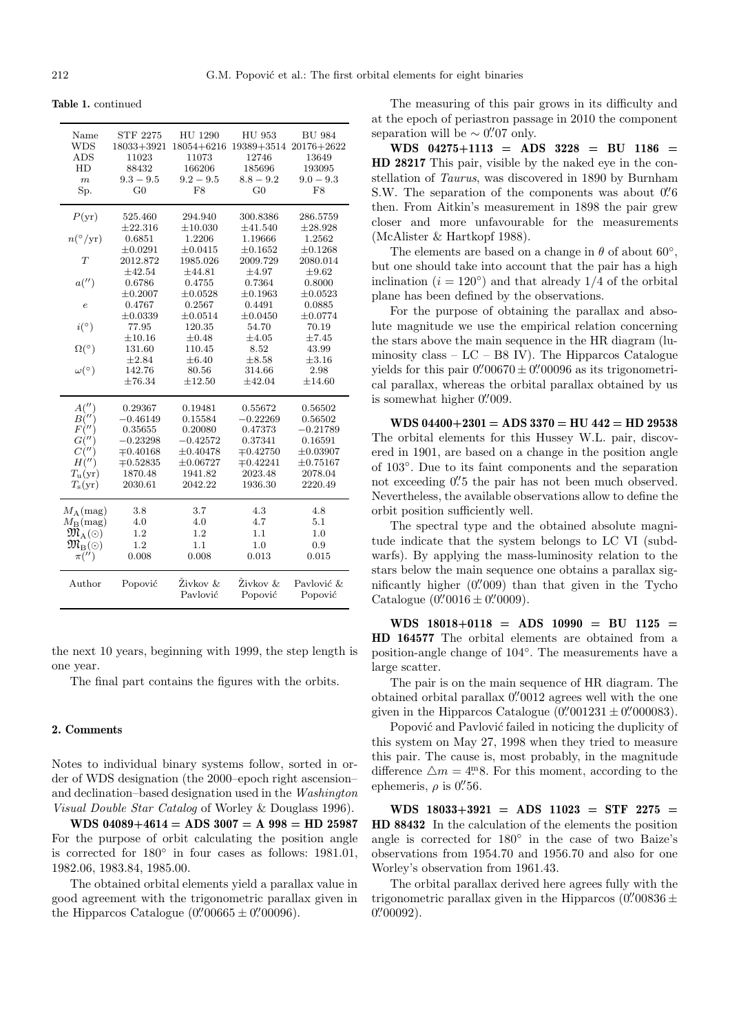**Table 1.** continued

| Name | STF 2275 | HU 1290 | HU 953 | BU 984 |
|---|---|---|---|---|
| WDS | 18033+3921 | 18054+6216 | 19389+3514 | 20176+2622 |
| ADS | 11023 | 11073 | 12746 | 13649 |
| HD | 88432 | 166206 | 185696 | 193095 |
| $m$ | $9.3-9.5$ | $9.2-9.5$ | $8.8-9.2$ | $9.0-9.3$ |
| Sp. | G0 | F8 | G0 | F8 |
| $P$(yr) | 525.460 | 294.940 | 300.8386 | 286.5759 |
| | $\pm$22.316 | $\pm$10.030 | $\pm$41.540 | $\pm$28.928 |
| $n$(°/yr) | 0.6851 | 1.2206 | 1.19666 | 1.2562 |
| | $\pm$0.0291 | $\pm$0.0415 | $\pm$0.1652 | $\pm$0.1268 |
| $T$ | 2012.872 | 1985.026 | 2009.729 | 2080.014 |
| | $\pm$42.54 | $\pm$44.81 | $\pm$4.97 | $\pm$9.62 |
| $a('')$ | 0.6786 | 0.4755 | 0.7364 | 0.8000 |
| | $\pm$0.2007 | $\pm$0.0528 | $\pm$0.1963 | $\pm$0.0523 |
| $e$ | 0.4767 | 0.2567 | 0.4491 | 0.0885 |
| | $\pm$0.0339 | $\pm$0.0514 | $\pm$0.0450 | $\pm$0.0774 |
| $i$(°) | 77.95 | 120.35 | 54.70 | 70.19 |
| | $\pm$10.16 | $\pm$0.48 | $\pm$4.05 | $\pm$7.45 |
| $\Omega$(°) | 131.60 | 110.45 | 8.52 | 43.99 |
| | $\pm$2.84 | $\pm$6.40 | $\pm$8.58 | $\pm$3.16 |
| $\omega$(°) | 142.76 | 80.56 | 314.66 | 2.98 |
| | $\pm$76.34 | $\pm$12.50 | $\pm$42.04 | $\pm$14.60 |
| $A('')$ | 0.29367 | 0.19481 | 0.55672 | 0.56502 |
| $B('')$ | $-0.46149$ | 0.15584 | $-0.22269$ | 0.56502 |
| $F('')$ | 0.35655 | 0.20080 | 0.47373 | $-0.21789$ |
| $G('')$ | $-0.23298$ | $-0.42572$ | 0.37341 | 0.16591 |
| $C('')$ | $\mp$0.40168 | $\pm$0.40478 | $\mp$0.42750 | $\pm$0.03907 |
| $H('')$ | $\mp$0.52835 | $\pm$0.06727 | $\mp$0.42241 | $\pm$0.75167 |
| $T_u$(yr) | 1870.48 | 1941.82 | 2023.48 | 2078.04 |
| $T_s$(yr) | 2030.61 | 2042.22 | 1936.30 | 2220.49 |
| $M_A$(mag) | 3.8 | 3.7 | 4.3 | 4.8 |
| $M_B$(mag) | 4.0 | 4.0 | 4.7 | 5.1 |
| $\mathfrak{M}_A(\odot)$ | 1.2 | 1.2 | 1.1 | 1.0 |
| $\mathfrak{M}_B(\odot)$ | 1.2 | 1.1 | 1.0 | 0.9 |
| $\pi('')$ | 0.008 | 0.008 | 0.013 | 0.015 |
| Author | Popović | Živkov & Pavlović | Živkov & Popović | Pavlović & Popović |

the next 10 years, beginning with 1999, the step length is one year.

The final part contains the figures with the orbits.

## 2. Comments

Notes to individual binary systems follow, sorted in order of WDS designation (the 2000–epoch right ascension– and declination–based designation used in the *Washington Visual Double Star Catalog* of Worley & Douglass 1996).

**WDS 04089+4614 = ADS 3007 = A 998 = HD 25987** For the purpose of orbit calculating the position angle is corrected for 180° in four cases as follows: 1981.01, 1982.06, 1983.84, 1985.00.

The obtained orbital elements yield a parallax value in good agreement with the trigonometric parallax given in the Hipparcos Catalogue ($0.''00665 \pm 0.''00096$).

The measuring of this pair grows in its difficulty and at the epoch of periastron passage in 2010 the component separation will be $\sim 0.''07$ only.

**WDS 04275+1113 = ADS 3228 = BU 1186 = HD 28217** This pair, visible by the naked eye in the constellation of *Taurus*, was discovered in 1890 by Burnham S.W. The separation of the components was about $0.''6$ then. From Aitkin's measurement in 1898 the pair grew closer and more unfavourable for the measurements (McAlister & Hartkopf 1988).

The elements are based on a change in $\theta$ of about 60°, but one should take into account that the pair has a high inclination ($i = 120°$) and that already 1/4 of the orbital plane has been defined by the observations.

For the purpose of obtaining the parallax and absolute magnitude we use the empirical relation concerning the stars above the main sequence in the HR diagram (luminosity class – LC – B8 IV). The Hipparcos Catalogue yields for this pair $0.''00670 \pm 0.''00096$ as its trigonometrical parallax, whereas the orbital parallax obtained by us is somewhat higher $0.''009$.

**WDS 04400+2301 = ADS 3370 = HU 442 = HD 29538** The orbital elements for this Hussey W.L. pair, discovered in 1901, are based on a change in the position angle of 103°. Due to its faint components and the separation not exceeding $0.''5$ the pair has not been much observed. Nevertheless, the available observations allow to define the orbit position sufficiently well.

The spectral type and the obtained absolute magnitude indicate that the system belongs to LC VI (subdwarfs). By applying the mass-luminosity relation to the stars below the main sequence one obtains a parallax significantly higher ($0.''009$) than that given in the Tycho Catalogue ($0.''0016 \pm 0.''0009$).

**WDS 18018+0118 = ADS 10990 = BU 1125 = HD 164577** The orbital elements are obtained from a position-angle change of 104°. The measurements have a large scatter.

The pair is on the main sequence of HR diagram. The obtained orbital parallax $0.''0012$ agrees well with the one given in the Hipparcos Catalogue ($0.''001231 \pm 0.''000083$).

Popović and Pavlović failed in noticing the duplicity of this system on May 27, 1998 when they tried to measure this pair. The cause is, most probably, in the magnitude difference $\triangle m = 4.^{\rm m}8$. For this moment, according to the ephemeris, $\rho$ is $0.''56$.

**WDS 18033+3921 = ADS 11023 = STF 2275 = HD 88432** In the calculation of the elements the position angle is corrected for 180° in the case of two Baize's observations from 1954.70 and 1956.70 and also for one Worley's observation from 1961.43.

The orbital parallax derived here agrees fully with the trigonometric parallax given in the Hipparcos ($0.''00836 \pm 0.''00092$).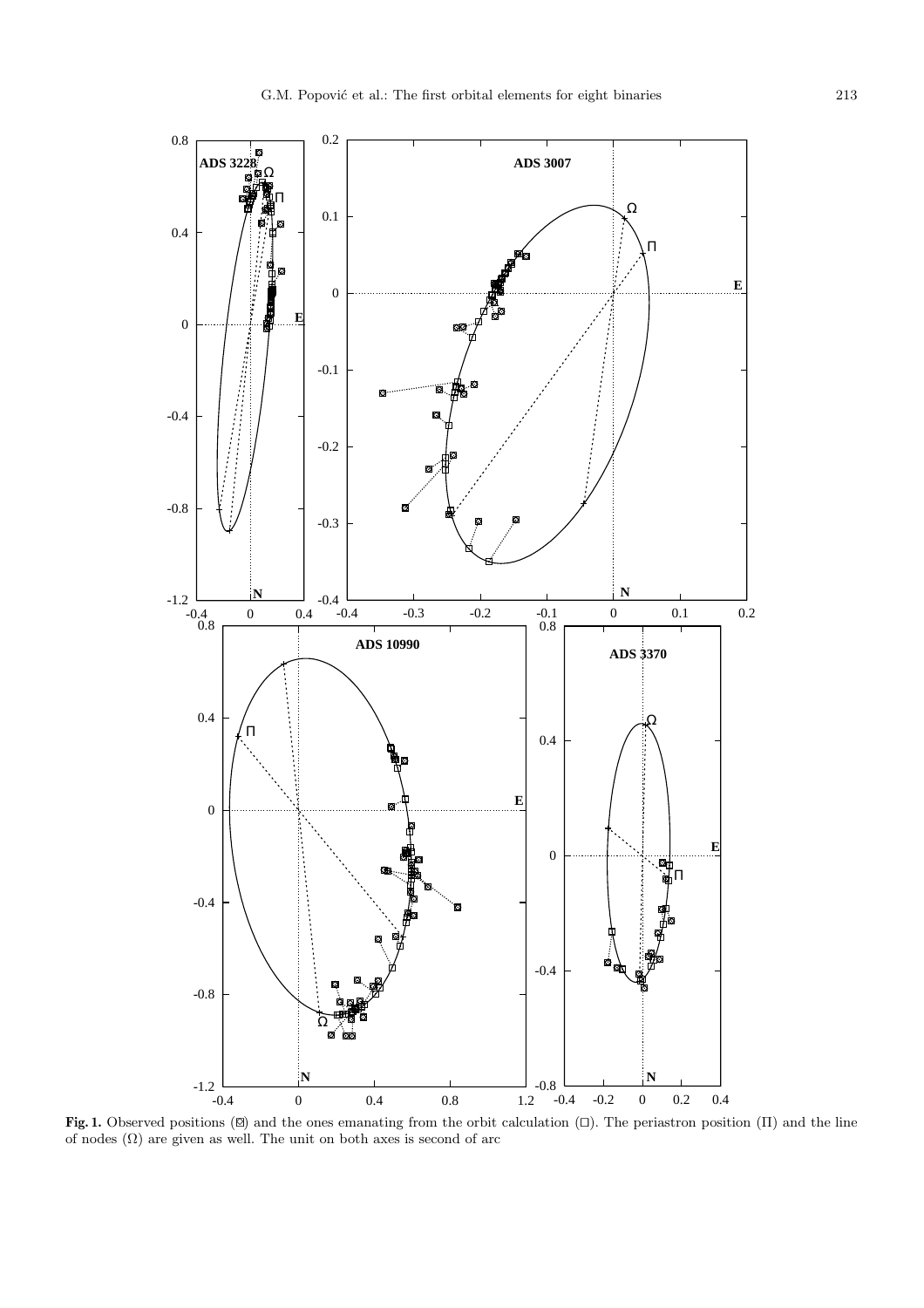**Fig. 1.** Observed positions (⊠) and the ones emanating from the orbit calculation (□). The periastron position (Π) and the line of nodes (Ω) are given as well. The unit on both axes is second of arc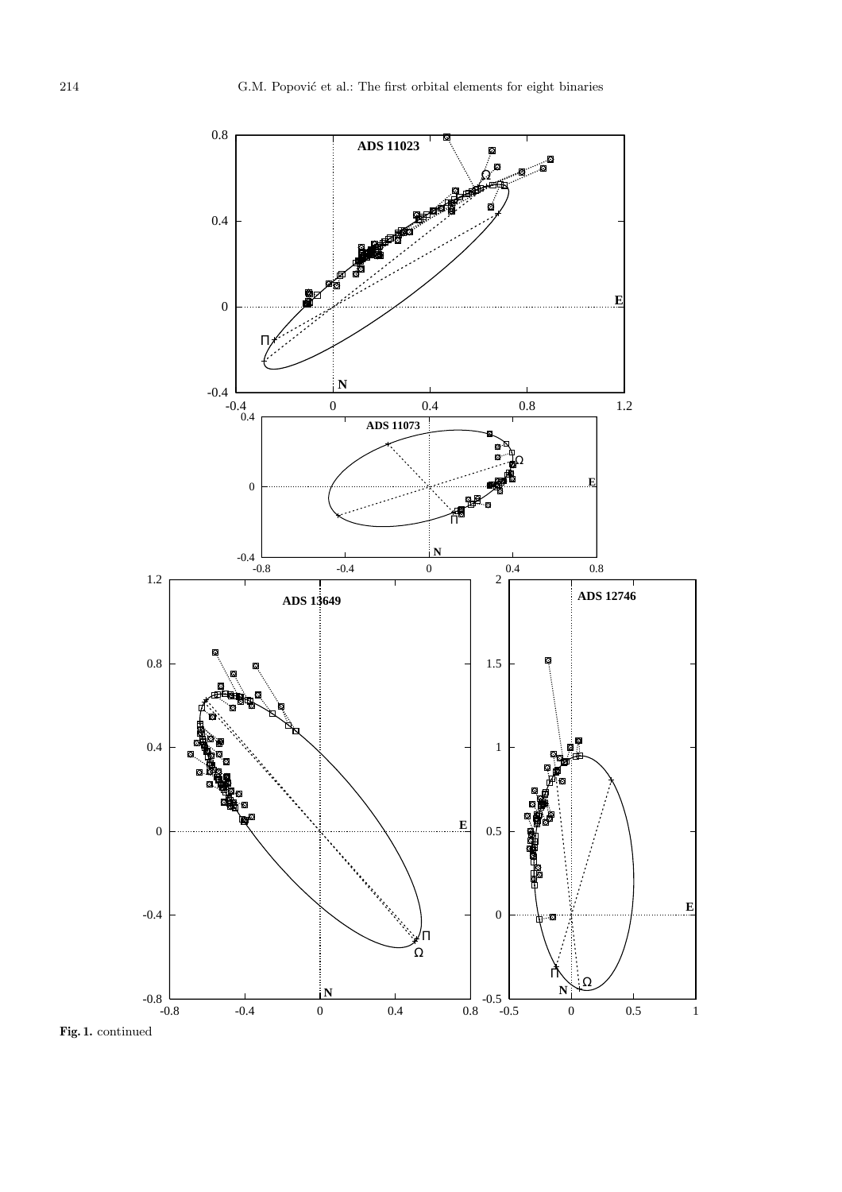**Fig. 1.** continued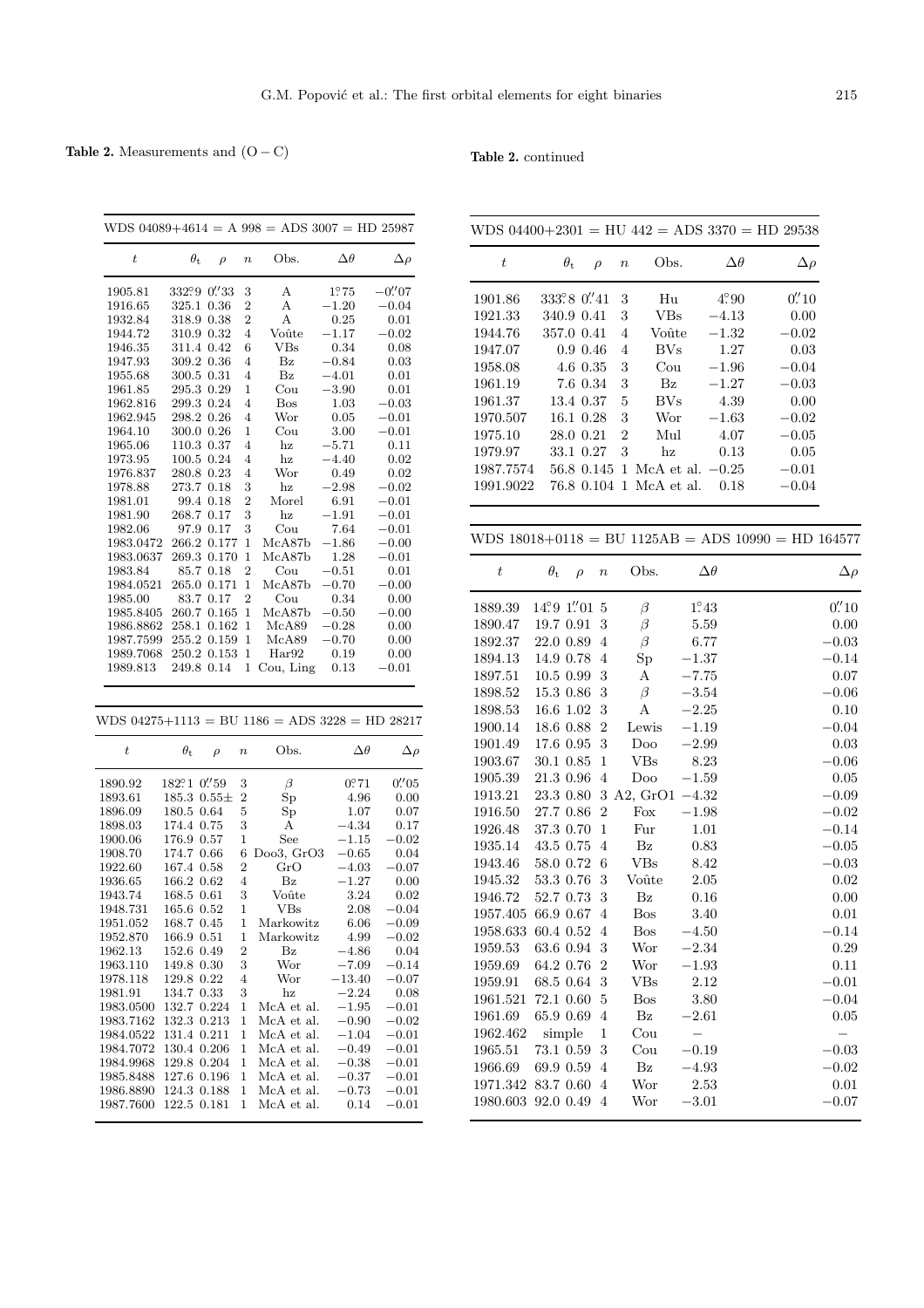**Table 2.** Measurements and (O − C)

| WDS 04089+4614 = A 998 = ADS 3007 = HD 25987 | | | | | | |
|---|---|---|---|---|---|---|
| $t$ | $\theta_t$ | $\rho$ | $n$ | Obs. | $\Delta\theta$ | $\Delta\rho$ |
| 1905.81 | 332°9 | 0″33 | 3 | A | 1°75 | −0″07 |
| 1916.65 | 325.1 | 0.36 | 2 | A | −1.20 | −0.04 |
| 1932.84 | 318.9 | 0.38 | 2 | A | 0.25 | 0.01 |
| 1944.72 | 310.9 | 0.32 | 4 | Voûte | −1.17 | −0.02 |
| 1946.35 | 311.4 | 0.42 | 6 | VBs | 0.34 | 0.08 |
| 1947.93 | 309.2 | 0.36 | 4 | Bz | −0.84 | 0.03 |
| 1955.68 | 300.5 | 0.31 | 4 | Bz | −4.01 | 0.01 |
| 1961.85 | 295.3 | 0.29 | 1 | Cou | −3.90 | 0.01 |
| 1962.816 | 299.3 | 0.24 | 4 | Bos | 1.03 | −0.03 |
| 1962.945 | 298.2 | 0.26 | 4 | Wor | 0.05 | −0.01 |
| 1964.10 | 300.0 | 0.26 | 1 | Cou | 3.00 | −0.01 |
| 1965.06 | 110.3 | 0.37 | 4 | hz | −5.71 | 0.11 |
| 1973.95 | 100.5 | 0.24 | 4 | hz | −4.40 | 0.02 |
| 1976.837 | 280.8 | 0.23 | 4 | Wor | 0.49 | 0.02 |
| 1978.88 | 273.7 | 0.18 | 3 | hz | −2.98 | −0.02 |
| 1981.01 | 99.4 | 0.18 | 2 | Morel | 6.91 | −0.01 |
| 1981.90 | 268.7 | 0.17 | 3 | hz | −1.91 | −0.01 |
| 1982.06 | 97.9 | 0.17 | 3 | Cou | 7.64 | −0.01 |
| 1983.0472 | 266.2 | 0.177 | 1 | McA87b | −1.86 | −0.00 |
| 1983.0637 | 269.3 | 0.170 | 1 | McA87b | 1.28 | −0.01 |
| 1983.84 | 85.7 | 0.18 | 2 | Cou | −0.51 | 0.01 |
| 1984.0521 | 265.0 | 0.171 | 1 | McA87b | −0.70 | −0.00 |
| 1985.00 | 83.7 | 0.17 | 2 | Cou | 0.34 | 0.00 |
| 1985.8405 | 260.7 | 0.165 | 1 | McA87b | −0.50 | −0.00 |
| 1986.8862 | 258.1 | 0.162 | 1 | McA89 | −0.28 | 0.00 |
| 1987.7599 | 255.2 | 0.159 | 1 | McA89 | −0.70 | 0.00 |
| 1989.7068 | 250.2 | 0.153 | 1 | Har92 | 0.19 | 0.00 |
| 1989.813 | 249.8 | 0.14 | 1 | Cou, Ling | 0.13 | −0.01 |

| WDS 04275+1113 = BU 1186 = ADS 3228 = HD 28217 | | | | | | |
|---|---|---|---|---|---|---|
| $t$ | $\theta_t$ | $\rho$ | $n$ | Obs. | $\Delta\theta$ | $\Delta\rho$ |
| 1890.92 | 182°1 | 0″59 | 3 | $\beta$ | 0°71 | 0″05 |
| 1893.61 | 185.3 | 0.55± | 2 | Sp | 4.96 | 0.00 |
| 1896.09 | 180.5 | 0.64 | 5 | Sp | 1.07 | 0.07 |
| 1898.03 | 174.4 | 0.75 | 3 | A | −4.34 | 0.17 |
| 1900.06 | 176.9 | 0.57 | 1 | See | −1.15 | −0.02 |
| 1908.70 | 174.7 | 0.66 | 6 | Doo3, GrO3 | −0.65 | 0.04 |
| 1922.60 | 167.4 | 0.58 | 2 | GrO | −4.03 | −0.07 |
| 1936.65 | 166.2 | 0.62 | 4 | Bz | −1.27 | 0.00 |
| 1943.74 | 168.5 | 0.61 | 3 | Voûte | 3.24 | 0.02 |
| 1948.731 | 165.6 | 0.52 | 1 | VBs | 2.08 | −0.04 |
| 1951.052 | 168.7 | 0.45 | 1 | Markowitz | 6.06 | −0.09 |
| 1952.870 | 166.9 | 0.51 | 1 | Markowitz | 4.99 | −0.02 |
| 1962.13 | 152.6 | 0.49 | 2 | Bz | −4.86 | 0.04 |
| 1963.110 | 149.8 | 0.30 | 3 | Wor | −7.09 | −0.14 |
| 1978.118 | 129.8 | 0.22 | 4 | Wor | −13.40 | −0.07 |
| 1981.91 | 134.7 | 0.33 | 3 | hz | −2.24 | 0.08 |
| 1983.0500 | 132.7 | 0.224 | 1 | McA et al. | −1.95 | −0.01 |
| 1983.7162 | 132.3 | 0.213 | 1 | McA et al. | −0.90 | −0.02 |
| 1984.0522 | 131.4 | 0.211 | 1 | McA et al. | −1.04 | −0.01 |
| 1984.7072 | 130.4 | 0.206 | 1 | McA et al. | −0.49 | −0.01 |
| 1984.9968 | 129.8 | 0.204 | 1 | McA et al. | −0.38 | −0.01 |
| 1985.8488 | 127.6 | 0.196 | 1 | McA et al. | −0.37 | −0.01 |
| 1986.8890 | 124.3 | 0.188 | 1 | McA et al. | −0.73 | −0.01 |
| 1987.7600 | 122.5 | 0.181 | 1 | McA et al. | 0.14 | −0.01 |

**Table 2.** continued

| WDS 04400+2301 = HU 442 = ADS 3370 = HD 29538 | | | | | | |
|---|---|---|---|---|---|---|
| $t$ | $\theta_t$ | $\rho$ | $n$ | Obs. | $\Delta\theta$ | $\Delta\rho$ |
| 1901.86 | 333°8 | 0″41 | 3 | Hu | 4°90 | 0″10 |
| 1921.33 | 340.9 | 0.41 | 3 | VBs | −4.13 | 0.00 |
| 1944.76 | 357.0 | 0.41 | 4 | Voûte | −1.32 | −0.02 |
| 1947.07 | 0.9 | 0.46 | 4 | BVs | 1.27 | 0.03 |
| 1958.08 | 4.6 | 0.35 | 3 | Cou | −1.96 | −0.04 |
| 1961.19 | 7.6 | 0.34 | 3 | Bz | −1.27 | −0.03 |
| 1961.37 | 13.4 | 0.37 | 5 | BVs | 4.39 | 0.00 |
| 1970.507 | 16.1 | 0.28 | 3 | Wor | −1.63 | −0.02 |
| 1975.10 | 28.0 | 0.21 | 2 | Mul | 4.07 | −0.05 |
| 1979.97 | 33.1 | 0.27 | 3 | hz | 0.13 | 0.05 |
| 1987.7574 | 56.8 | 0.145 | 1 | McA et al. | −0.25 | −0.01 |
| 1991.9022 | 76.8 | 0.104 | 1 | McA et al. | 0.18 | −0.04 |

| WDS 18018+0118 = BU 1125AB = ADS 10990 = HD 164577 | | | | | | |
|---|---|---|---|---|---|---|
| $t$ | $\theta_t$ | $\rho$ | $n$ | Obs. | $\Delta\theta$ | $\Delta\rho$ |
| 1889.39 | 14°9 | 1″01 | 5 | $\beta$ | 1°43 | 0″10 |
| 1890.47 | 19.7 | 0.91 | 3 | $\beta$ | 5.59 | 0.00 |
| 1892.37 | 22.0 | 0.89 | 4 | $\beta$ | 6.77 | −0.03 |
| 1894.13 | 14.9 | 0.78 | 4 | Sp | −1.37 | −0.14 |
| 1897.51 | 10.5 | 0.99 | 3 | A | −7.75 | 0.07 |
| 1898.52 | 15.3 | 0.86 | 3 | $\beta$ | −3.54 | −0.06 |
| 1898.53 | 16.6 | 1.02 | 3 | A | −2.25 | 0.10 |
| 1900.14 | 18.6 | 0.88 | 2 | Lewis | −1.19 | −0.04 |
| 1901.49 | 17.6 | 0.95 | 3 | Doo | −2.99 | 0.03 |
| 1903.67 | 30.1 | 0.85 | 1 | VBs | 8.23 | −0.06 |
| 1905.39 | 21.3 | 0.96 | 4 | Doo | −1.59 | 0.05 |
| 1913.21 | 23.3 | 0.80 | 3 | A2, GrO1 | −4.32 | −0.09 |
| 1916.50 | 27.7 | 0.86 | 2 | Fox | −1.98 | −0.02 |
| 1926.48 | 37.3 | 0.70 | 1 | Fur | 1.01 | −0.14 |
| 1935.14 | 43.5 | 0.75 | 4 | Bz | 0.83 | −0.05 |
| 1943.46 | 58.0 | 0.72 | 6 | VBs | 8.42 | −0.03 |
| 1945.32 | 53.3 | 0.76 | 3 | Voûte | 2.05 | 0.02 |
| 1946.72 | 52.7 | 0.73 | 3 | Bz | 0.16 | 0.00 |
| 1957.405 | 66.9 | 0.67 | 4 | Bos | 3.40 | 0.01 |
| 1958.633 | 60.4 | 0.52 | 4 | Bos | −4.50 | −0.14 |
| 1959.53 | 63.6 | 0.94 | 3 | Wor | −2.34 | 0.29 |
| 1959.69 | 64.2 | 0.76 | 2 | Wor | −1.93 | 0.11 |
| 1959.91 | 68.5 | 0.64 | 3 | VBs | 2.12 | −0.01 |
| 1961.521 | 72.1 | 0.60 | 5 | Bos | 3.80 | −0.04 |
| 1961.69 | 65.9 | 0.69 | 4 | Bz | −2.61 | 0.05 |
| 1962.462 | simple | | 1 | Cou | – | – |
| 1965.51 | 73.1 | 0.59 | 3 | Cou | −0.19 | −0.03 |
| 1966.69 | 69.9 | 0.59 | 4 | Bz | −4.93 | −0.02 |
| 1971.342 | 83.7 | 0.60 | 4 | Wor | 2.53 | 0.01 |
| 1980.603 | 92.0 | 0.49 | 4 | Wor | −3.01 | −0.07 |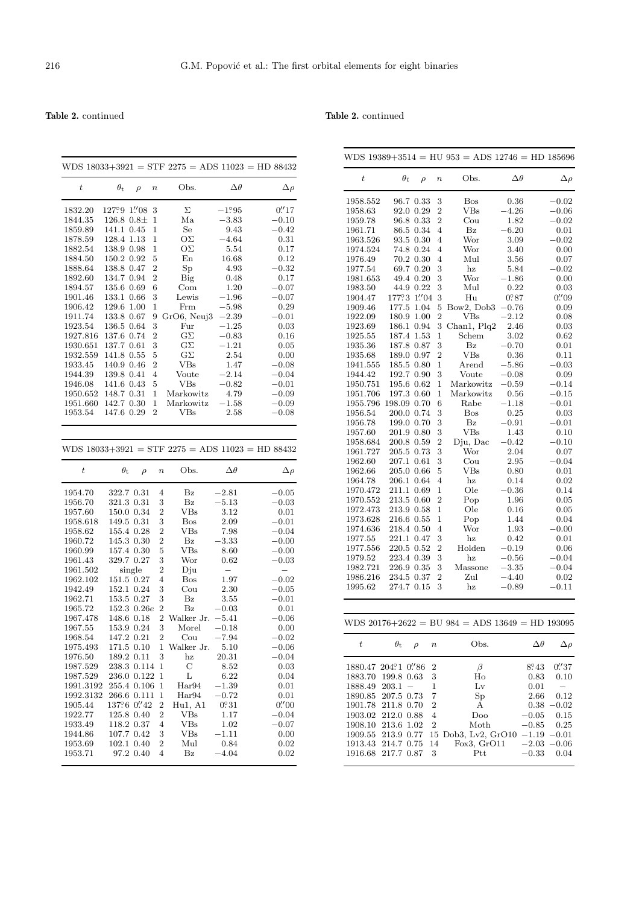**Table 2.** continued

| WDS 18033+3921 = STF 2275 = ADS 11023 = HD 88432 | | | | | | |
|---|---|---|---|---|---|---|
| $t$ | $\theta_t$ | $\rho$ | $n$ | Obs. | $\Delta\theta$ | $\Delta\rho$ |
| 1832.20 | 127°9 | 1″08 | 3 | Σ | −1°95 | 0″17 |
| 1844.35 | 126.8 | 0.8± | 1 | Ma | −3.83 | −0.10 |
| 1859.89 | 141.1 | 0.45 | 1 | Se | 9.43 | −0.42 |
| 1878.59 | 128.4 | 1.13 | 1 | OΣ | −4.64 | 0.31 |
| 1882.54 | 138.9 | 0.98 | 1 | OΣ | 5.54 | 0.17 |
| 1884.50 | 150.2 | 0.92 | 5 | En | 16.68 | 0.12 |
| 1888.64 | 138.8 | 0.47 | 2 | Sp | 4.93 | −0.32 |
| 1892.60 | 134.7 | 0.94 | 2 | Big | 0.48 | 0.17 |
| 1894.57 | 135.6 | 0.69 | 6 | Com | 1.20 | −0.07 |
| 1901.46 | 133.1 | 0.66 | 3 | Lewis | −1.96 | −0.07 |
| 1906.42 | 129.6 | 1.00 | 1 | Frm | −5.98 | 0.29 |
| 1911.74 | 133.8 | 0.67 | 9 | GrO6, Neuj3 | −2.39 | −0.01 |
| 1923.54 | 136.5 | 0.64 | 3 | Fur | −1.25 | 0.03 |
| 1927.816 | 137.6 | 0.74 | 2 | GΣ | −0.83 | 0.16 |
| 1930.651 | 137.7 | 0.61 | 3 | GΣ | −1.21 | 0.05 |
| 1932.559 | 141.8 | 0.55 | 5 | GΣ | 2.54 | 0.00 |
| 1933.45 | 140.9 | 0.46 | 2 | VBs | 1.47 | −0.08 |
| 1944.39 | 139.8 | 0.41 | 4 | Voute | −2.14 | −0.04 |
| 1946.08 | 141.6 | 0.43 | 5 | VBs | −0.82 | −0.01 |
| 1950.652 | 148.7 | 0.31 | 1 | Markowitz | 4.79 | −0.09 |
| 1951.660 | 142.7 | 0.30 | 1 | Markowitz | −1.58 | −0.09 |
| 1953.54 | 147.6 | 0.29 | 2 | VBs | 2.58 | −0.08 |

| WDS 18033+3921 = STF 2275 = ADS 11023 = HD 88432 | | | | | | |
|---|---|---|---|---|---|---|
| $t$ | $\theta_t$ | $\rho$ | $n$ | Obs. | $\Delta\theta$ | $\Delta\rho$ |
| 1954.70 | 322.7 | 0.31 | 4 | Bz | −2.81 | −0.05 |
| 1956.70 | 321.3 | 0.31 | 3 | Bz | −5.13 | −0.03 |
| 1957.60 | 150.0 | 0.34 | 2 | VBs | 3.12 | 0.01 |
| 1958.618 | 149.5 | 0.31 | 3 | Bos | 2.09 | −0.01 |
| 1958.62 | 155.4 | 0.28 | 2 | VBs | 7.98 | −0.04 |
| 1960.72 | 145.3 | 0.30 | 2 | Bz | −3.33 | −0.00 |
| 1960.99 | 157.4 | 0.30 | 5 | VBs | 8.60 | −0.00 |
| 1961.43 | 329.7 | 0.27 | 3 | Wor | 0.62 | −0.03 |
| 1961.502 | single | | 2 | Dju | – | – |
| 1962.102 | 151.5 | 0.27 | 4 | Bos | 1.97 | −0.02 |
| 1942.49 | 152.1 | 0.24 | 3 | Cou | 2.30 | −0.05 |
| 1962.71 | 153.5 | 0.27 | 3 | Bz | 3.55 | −0.01 |
| 1965.72 | 152.3 | 0.26e | 2 | Bz | −0.03 | 0.01 |
| 1967.478 | 148.6 | 0.18 | 2 | Walker Jr. | −5.41 | −0.06 |
| 1967.55 | 153.9 | 0.24 | 3 | Morel | −0.18 | 0.00 |
| 1968.54 | 147.2 | 0.21 | 2 | Cou | −7.94 | −0.02 |
| 1975.493 | 171.5 | 0.10 | 1 | Walker Jr. | 5.10 | −0.06 |
| 1976.50 | 189.2 | 0.11 | 3 | hz | 20.31 | −0.04 |
| 1987.529 | 238.3 | 0.114 | 1 | C | 8.52 | 0.03 |
| 1987.529 | 236.0 | 0.122 | 1 | L | 6.22 | 0.04 |
| 1991.3192 | 255.4 | 0.106 | 1 | Har94 | −1.39 | 0.01 |
| 1992.3132 | 266.6 | 0.111 | 1 | Har94 | −0.72 | 0.01 |
| 1905.44 | 137°6 | 0″42 | 2 | Hu1, A1 | 0°31 | 0″00 |
| 1922.77 | 125.8 | 0.40 | 2 | VBs | 1.17 | −0.04 |
| 1933.49 | 118.2 | 0.37 | 4 | VBs | 1.02 | −0.07 |
| 1944.86 | 107.7 | 0.42 | 3 | VBs | −1.11 | 0.00 |
| 1953.69 | 102.1 | 0.40 | 2 | Mul | 0.84 | 0.02 |
| 1953.71 | 97.2 | 0.40 | 4 | Bz | −4.04 | 0.02 |

**Table 2.** continued

| WDS 19389+3514 = HU 953 = ADS 12746 = HD 185696 | | | | | | |
|---|---|---|---|---|---|---|
| $t$ | $\theta_t$ | $\rho$ | $n$ | Obs. | $\Delta\theta$ | $\Delta\rho$ |
| 1958.552 | 96.7 | 0.33 | 3 | Bos | 0.36 | −0.02 |
| 1958.63 | 92.0 | 0.29 | 2 | VBs | −4.26 | −0.06 |
| 1959.78 | 96.8 | 0.33 | 2 | Cou | 1.82 | −0.02 |
| 1961.71 | 86.5 | 0.34 | 4 | Bz | −6.20 | 0.01 |
| 1963.526 | 93.5 | 0.30 | 4 | Wor | 3.09 | −0.02 |
| 1974.524 | 74.8 | 0.24 | 4 | Wor | 3.40 | 0.00 |
| 1976.49 | 70.2 | 0.30 | 4 | Mul | 3.56 | 0.07 |
| 1977.54 | 69.7 | 0.20 | 3 | hz | 5.84 | −0.02 |
| 1981.653 | 49.4 | 0.20 | 3 | Wor | −1.86 | 0.00 |
| 1983.50 | 44.9 | 0.22 | 3 | Mul | 0.22 | 0.03 |
| 1904.47 | 177°3 | 1″04 | 3 | Hu | 0°87 | 0″09 |
| 1909.46 | 177.5 | 1.04 | 5 | Bow2, Dob3 | −0.76 | 0.09 |
| 1922.09 | 180.9 | 1.00 | 2 | VBs | −2.12 | 0.08 |
| 1923.69 | 186.1 | 0.94 | 3 | Chan1, Plq2 | 2.46 | 0.03 |
| 1925.55 | 187.4 | 1.53 | 1 | Schem | 3.02 | 0.62 |
| 1935.36 | 187.8 | 0.87 | 3 | Bz | −0.70 | 0.01 |
| 1935.68 | 189.0 | 0.97 | 2 | VBs | 0.36 | 0.11 |
| 1941.555 | 185.5 | 0.80 | 1 | Arend | −5.86 | −0.03 |
| 1944.42 | 192.7 | 0.90 | 3 | Voute | −0.08 | 0.09 |
| 1950.751 | 195.6 | 0.62 | 1 | Markowitz | −0.59 | −0.14 |
| 1951.706 | 197.3 | 0.60 | 1 | Markowitz | 0.56 | −0.15 |
| 1955.796 | 198.09 | 0.70 | 6 | Rabe | −1.18 | −0.01 |
| 1956.54 | 200.0 | 0.74 | 3 | Bos | 0.25 | 0.03 |
| 1956.78 | 199.0 | 0.70 | 3 | Bz | −0.91 | −0.01 |
| 1957.60 | 201.9 | 0.80 | 3 | VBs | 1.43 | 0.10 |
| 1958.684 | 200.8 | 0.59 | 2 | Dju, Dac | −0.42 | −0.10 |
| 1961.727 | 205.5 | 0.73 | 3 | Wor | 2.04 | 0.07 |
| 1962.60 | 207.1 | 0.61 | 3 | Cou | 2.95 | −0.04 |
| 1962.66 | 205.0 | 0.66 | 5 | VBs | 0.80 | 0.01 |
| 1964.78 | 206.1 | 0.64 | 4 | hz | 0.14 | 0.02 |
| 1970.472 | 211.1 | 0.69 | 1 | Ole | −0.36 | 0.14 |
| 1970.552 | 213.5 | 0.60 | 2 | Pop | 1.96 | 0.05 |
| 1972.473 | 213.9 | 0.58 | 1 | Ole | 0.16 | 0.05 |
| 1973.628 | 216.6 | 0.55 | 1 | Pop | 1.44 | 0.04 |
| 1974.636 | 218.4 | 0.50 | 4 | Wor | 1.93 | −0.00 |
| 1977.55 | 221.1 | 0.47 | 3 | hz | 0.42 | 0.01 |
| 1977.556 | 220.5 | 0.52 | 2 | Holden | −0.19 | 0.06 |
| 1979.52 | 223.4 | 0.39 | 3 | hz | −0.56 | −0.04 |
| 1982.721 | 226.9 | 0.35 | 3 | Massone | −3.35 | −0.04 |
| 1986.216 | 234.5 | 0.37 | 2 | Zul | −4.40 | 0.02 |
| 1995.62 | 274.7 | 0.15 | 3 | hz | −0.89 | −0.11 |

| WDS 20176+2622 = BU 984 = ADS 13649 = HD 193095 | | | | | | |
|---|---|---|---|---|---|---|
| $t$ | $\theta_t$ | $\rho$ | $n$ | Obs. | $\Delta\theta$ | $\Delta\rho$ |
| 1880.47 | 204°1 | 0″86 | 2 | β | 8°43 | 0″37 |
| 1883.70 | 199.8 | 0.63 | 3 | Ho | 0.83 | 0.10 |
| 1888.49 | 203.1 | – | 1 | Lv | 0.01 | – |
| 1890.85 | 207.5 | 0.73 | 7 | Sp | 2.66 | 0.12 |
| 1901.78 | 211.8 | 0.70 | 2 | A | 0.38 | −0.02 |
| 1903.02 | 212.0 | 0.88 | 4 | Doo | −0.05 | 0.15 |
| 1908.10 | 213.6 | 1.02 | 2 | Moth | −0.85 | 0.25 |
| 1909.55 | 213.9 | 0.77 | 15 | Dob3, Lv2, GrO10 | −1.19 | −0.01 |
| 1913.43 | 214.7 | 0.75 | 14 | Fox3, GrO11 | −2.03 | −0.06 |
| 1916.68 | 217.7 | 0.87 | 3 | Ptt | −0.33 | 0.04 |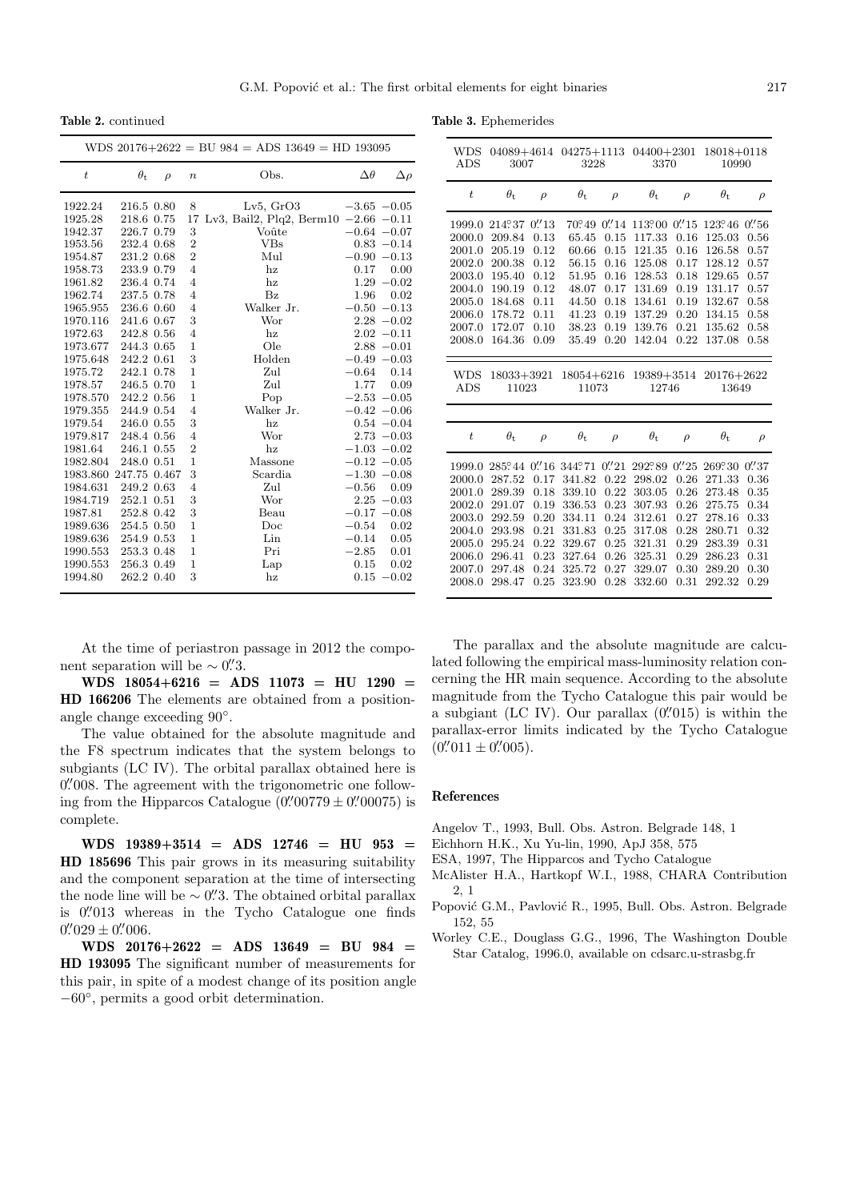**Table 2.** continued

| WDS 20176+2622 = BU 984 = ADS 13649 = HD 193095 | | | | | | |
|---|---|---|---|---|---|---|
| $t$ | $\theta_t$ | $\rho$ | $n$ | Obs. | $\Delta\theta$ | $\Delta\rho$ |
| 1922.24 | 216.5 | 0.80 | 8 | Lv5, GrO3 | −3.65 | −0.05 |
| 1925.28 | 218.6 | 0.75 | 17 | Lv3, Bail2, Plq2, Berm10 | −2.66 | −0.11 |
| 1942.37 | 226.7 | 0.79 | 3 | Voûte | −0.64 | −0.07 |
| 1953.56 | 232.4 | 0.68 | 2 | VBs | 0.83 | −0.14 |
| 1954.87 | 231.2 | 0.68 | 2 | Mul | −0.90 | −0.13 |
| 1958.73 | 233.9 | 0.79 | 4 | hz | 0.17 | 0.00 |
| 1961.82 | 236.4 | 0.74 | 4 | hz | 1.29 | −0.02 |
| 1962.74 | 237.5 | 0.78 | 4 | Bz | 1.96 | 0.02 |
| 1965.955 | 236.6 | 0.60 | 4 | Walker Jr. | −0.50 | −0.13 |
| 1970.116 | 241.6 | 0.67 | 3 | Wor | 2.28 | −0.02 |
| 1972.63 | 242.8 | 0.56 | 4 | hz | 2.02 | −0.11 |
| 1973.677 | 244.3 | 0.65 | 1 | Ole | 2.88 | −0.01 |
| 1975.648 | 242.2 | 0.61 | 3 | Holden | −0.49 | −0.03 |
| 1975.72 | 242.1 | 0.78 | 1 | Zul | −0.64 | 0.14 |
| 1978.57 | 246.5 | 0.70 | 1 | Zul | 1.77 | 0.09 |
| 1978.570 | 242.2 | 0.56 | 1 | Pop | −2.53 | −0.05 |
| 1979.355 | 244.9 | 0.54 | 4 | Walker Jr. | −0.42 | −0.06 |
| 1979.54 | 246.0 | 0.55 | 3 | hz | 0.54 | −0.04 |
| 1979.817 | 248.4 | 0.56 | 4 | Wor | 2.73 | −0.03 |
| 1981.64 | 246.1 | 0.55 | 2 | hz | −1.03 | −0.02 |
| 1982.804 | 248.0 | 0.51 | 1 | Massone | −0.12 | −0.05 |
| 1983.860 | 247.75 | 0.467 | 3 | Scardia | −1.30 | −0.08 |
| 1984.631 | 249.2 | 0.63 | 4 | Zul | −0.56 | 0.09 |
| 1984.719 | 252.1 | 0.51 | 3 | Wor | 2.25 | −0.03 |
| 1987.81 | 252.8 | 0.42 | 3 | Beau | −0.17 | −0.08 |
| 1989.636 | 254.5 | 0.50 | 1 | Doc | −0.54 | 0.02 |
| 1989.636 | 254.9 | 0.53 | 1 | Lin | −0.14 | 0.05 |
| 1990.553 | 253.3 | 0.48 | 1 | Pri | −2.85 | 0.01 |
| 1990.553 | 256.3 | 0.49 | 1 | Lap | 0.15 | 0.02 |
| 1994.80 | 262.2 | 0.40 | 3 | hz | 0.15 | −0.02 |

At the time of periastron passage in 2012 the component separation will be $\sim 0.''3$.

**WDS 18054+6216 = ADS 11073 = HU 1290 = HD 166206** The elements are obtained from a position-angle change exceeding $90^\circ$.

The value obtained for the absolute magnitude and the F8 spectrum indicates that the system belongs to subgiants (LC IV). The orbital parallax obtained here is $0.''008$. The agreement with the trigonometric one following from the Hipparcos Catalogue ($0.''00779 \pm 0.''00075$) is complete.

**WDS 19389+3514 = ADS 12746 = HU 953 = HD 185696** This pair grows in its measuring suitability and the component separation at the time of intersecting the node line will be $\sim 0.''3$. The obtained orbital parallax is $0.''013$ whereas in the Tycho Catalogue one finds $0.''029 \pm 0.''006$.

**WDS 20176+2622 = ADS 13649 = BU 984 = HD 193095** The significant number of measurements for this pair, in spite of a modest change of its position angle $-60^\circ$, permits a good orbit determination.

**Table 3.** Ephemerides

| WDS ADS | 04089+4614 3007 | | 04275+1113 3228 | | 04400+2301 3370 | | 18018+0118 10990 | |
|---|---|---|---|---|---|---|---|---|
| $t$ | $\theta_t$ | $\rho$ | $\theta_t$ | $\rho$ | $\theta_t$ | $\rho$ | $\theta_t$ | $\rho$ |
| 1999.0 | 214.°37 | 0.''13 | 70.°49 | 0.''14 | 113.°00 | 0.''15 | 123.°46 | 0.''56 |
| 2000.0 | 209.84 | 0.13 | 65.45 | 0.15 | 117.33 | 0.16 | 125.03 | 0.56 |
| 2001.0 | 205.19 | 0.12 | 60.66 | 0.15 | 121.35 | 0.16 | 126.58 | 0.57 |
| 2002.0 | 200.38 | 0.12 | 56.15 | 0.16 | 125.08 | 0.17 | 128.12 | 0.57 |
| 2003.0 | 195.40 | 0.12 | 51.95 | 0.16 | 128.53 | 0.18 | 129.65 | 0.57 |
| 2004.0 | 190.19 | 0.12 | 48.07 | 0.17 | 131.69 | 0.19 | 131.17 | 0.57 |
| 2005.0 | 184.68 | 0.11 | 44.50 | 0.18 | 134.61 | 0.19 | 132.67 | 0.58 |
| 2006.0 | 178.72 | 0.11 | 41.23 | 0.19 | 137.29 | 0.20 | 134.15 | 0.58 |
| 2007.0 | 172.07 | 0.10 | 38.23 | 0.19 | 139.76 | 0.21 | 135.62 | 0.58 |
| 2008.0 | 164.36 | 0.09 | 35.49 | 0.20 | 142.04 | 0.22 | 137.08 | 0.58 |

| WDS ADS | 18033+3921 11023 | | 18054+6216 11073 | | 19389+3514 12746 | | 20176+2622 13649 | |
|---|---|---|---|---|---|---|---|---|
| $t$ | $\theta_t$ | $\rho$ | $\theta_t$ | $\rho$ | $\theta_t$ | $\rho$ | $\theta_t$ | $\rho$ |
| 1999.0 | 285.°44 | 0.''16 | 344.°71 | 0.''21 | 292.°89 | 0.''25 | 269.°30 | 0.''37 |
| 2000.0 | 287.52 | 0.17 | 341.82 | 0.22 | 298.02 | 0.26 | 271.33 | 0.36 |
| 2001.0 | 289.39 | 0.18 | 339.10 | 0.22 | 303.05 | 0.26 | 273.48 | 0.35 |
| 2002.0 | 291.07 | 0.19 | 336.53 | 0.23 | 307.93 | 0.26 | 275.75 | 0.34 |
| 2003.0 | 292.59 | 0.20 | 334.11 | 0.24 | 312.61 | 0.27 | 278.16 | 0.33 |
| 2004.0 | 293.98 | 0.21 | 331.83 | 0.25 | 317.08 | 0.28 | 280.71 | 0.32 |
| 2005.0 | 295.24 | 0.22 | 329.67 | 0.25 | 321.31 | 0.29 | 283.39 | 0.31 |
| 2006.0 | 296.41 | 0.23 | 327.64 | 0.26 | 325.31 | 0.29 | 286.23 | 0.31 |
| 2007.0 | 297.48 | 0.24 | 325.72 | 0.27 | 329.07 | 0.30 | 289.20 | 0.30 |
| 2008.0 | 298.47 | 0.25 | 323.90 | 0.28 | 332.60 | 0.31 | 292.32 | 0.29 |

The parallax and the absolute magnitude are calculated following the empirical mass-luminosity relation concerning the HR main sequence. According to the absolute magnitude from the Tycho Catalogue this pair would be a subgiant (LC IV). Our parallax ($0.''015$) is within the parallax-error limits indicated by the Tycho Catalogue ($0.''011 \pm 0.''005$).

## References

Angelov T., 1993, Bull. Obs. Astron. Belgrade 148, 1

Eichhorn H.K., Xu Yu-lin, 1990, ApJ 358, 575

ESA, 1997, The Hipparcos and Tycho Catalogue

McAlister H.A., Hartkopf W.I., 1988, CHARA Contribution 2, 1

Popović G.M., Pavlović R., 1995, Bull. Obs. Astron. Belgrade 152, 55

Worley C.E., Douglass G.G., 1996, The Washington Double Star Catalog, 1996.0, available on cdsarc.u-strasbg.fr